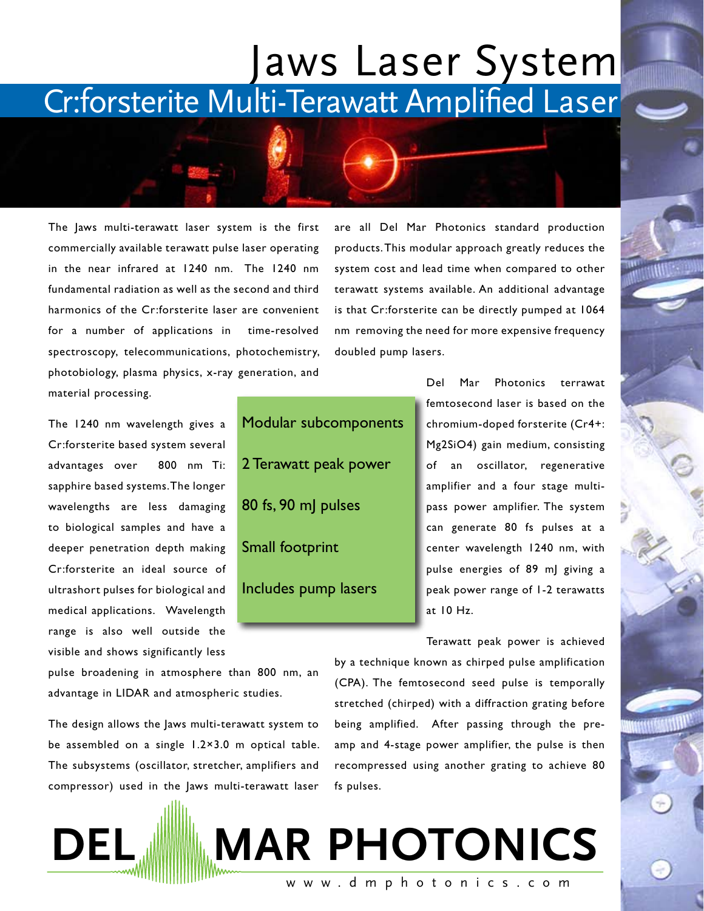# Jaws Laser System

## Cr:forsterite Multi-Terawatt Amplified Laser

The Jaws multi-terawatt laser system is the first commercially available terawatt pulse laser operating in the near infrared at 1240 nm. The 1240 nm fundamental radiation as well as the second and third harmonics of the Cr:forsterite laser are convenient for a number of applications in time-resolved spectroscopy, telecommunications, photochemistry, photobiology, plasma physics, x-ray generation, and material processing.

The 1240 nm wavelength gives a Cr:forsterite based system several advantages over 800 nm Ti:sapphire based systems. The longer wavelengths are less damaging to biological samples and have a deeper penetration depth making Cr:forsterite an ideal source of ultrashort pulses for biological and medical applications. Wavelength range is also well outside the visible and shows significantly less pulse broadening in atmosphere than 800 nm, an advantage in LIDAR and atmospheric studies.

The design allows the Jaws multi-terawatt system to be assembled on a single 1.2×3.0 m optical table. The subsystems (oscillator, stretcher, amplifiers and compressor) used in the Jaws multi-terawatt laser are all Del Mar Photonics standard production products. This modular approach greatly reduces the system cost and lead time when compared to other terawatt systems available. An additional advantage is that Cr:forsterite can be directly pumped at 1064 nm removing the need for more expensive frequency doubled pump lasers.

- Modular subcomponents
- 2 Terawatt peak power
- 80 fs, 90 mJ pulses
- Small footprint
- Includes pump lasers

Del Mar Photonics terrawat femtosecond laser is based on the chromium-doped forsterite ($Cr^{4+}$: $Mg_2SiO_4$) gain medium, consisting of an oscillator, regenerative amplifier and a four stage multi-pass power amplifier. The system can generate 80 fs pulses at a center wavelength 1240 nm, with pulse energies of 89 mJ giving a peak power range of 1-2 terawatts at 10 Hz.

Terawatt peak power is achieved by a technique known as chirped pulse amplification (CPA). The femtosecond seed pulse is temporally stretched (chirped) with a diffraction grating before being amplified. After passing through the pre-amp and 4-stage power amplifier, the pulse is then recompressed using another grating to achieve 80 fs pulses.

**DEL MAR PHOTONICS**

www.dmphotonics.com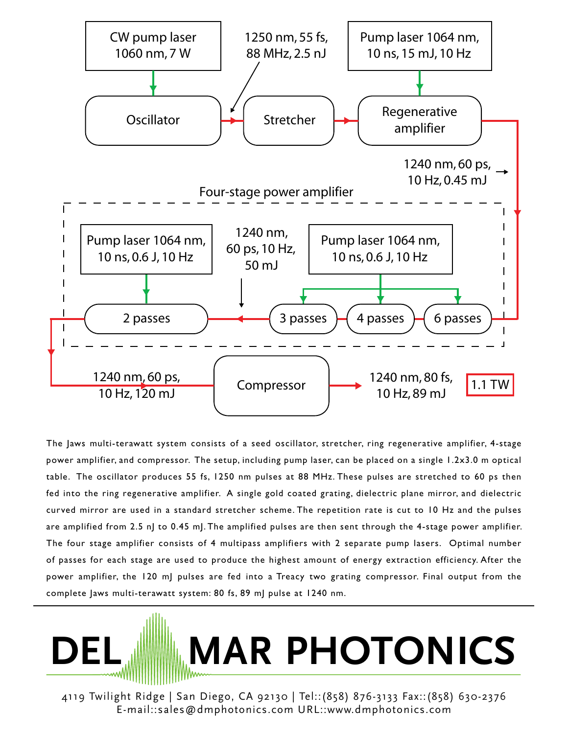CW pump laser
1060 nm, 7 W

1250 nm, 55 fs,
88 MHz, 2.5 nJ

Pump laser 1064 nm,
10 ns, 15 mJ, 10 Hz

Oscillator

Stretcher

Regenerative
amplifier

1240 nm, 60 ps,
10 Hz, 0.45 mJ

Four-stage power amplifier

Pump laser 1064 nm,
10 ns, 0.6 J, 10 Hz

1240 nm,
60 ps, 10 Hz,
50 mJ

Pump laser 1064 nm,
10 ns, 0.6 J, 10 Hz

2 passes

3 passes

4 passes

6 passes

1240 nm, 60 ps,
10 Hz, 120 mJ

Compressor

1240 nm, 80 fs,
10 Hz, 89 mJ

1.1 TW

The Jaws multi-terawatt system consists of a seed oscillator, stretcher, ring regenerative amplifier, 4-stage power amplifier, and compressor. The setup, including pump laser, can be placed on a single 1.2x3.0 m optical table. The oscillator produces 55 fs, 1250 nm pulses at 88 MHz. These pulses are stretched to 60 ps then fed into the ring regenerative amplifier. A single gold coated grating, dielectric plane mirror, and dielectric curved mirror are used in a standard stretcher scheme. The repetition rate is cut to 10 Hz and the pulses are amplified from 2.5 nJ to 0.45 mJ. The amplified pulses are then sent through the 4-stage power amplifier. The four stage amplifier consists of 4 multipass amplifiers with 2 separate pump lasers. Optimal number of passes for each stage are used to produce the highest amount of energy extraction efficiency. After the power amplifier, the 120 mJ pulses are fed into a Treacy two grating compressor. Final output from the complete Jaws multi-terawatt system: 80 fs, 89 mJ pulse at 1240 nm.

---

**DEL MAR PHOTONICS**

4119 Twilight Ridge | San Diego, CA 92130 | Tel::(858) 876-3133 Fax::(858) 630-2376
E-mail::sales@dmphotonics.com URL::www.dmphotonics.com